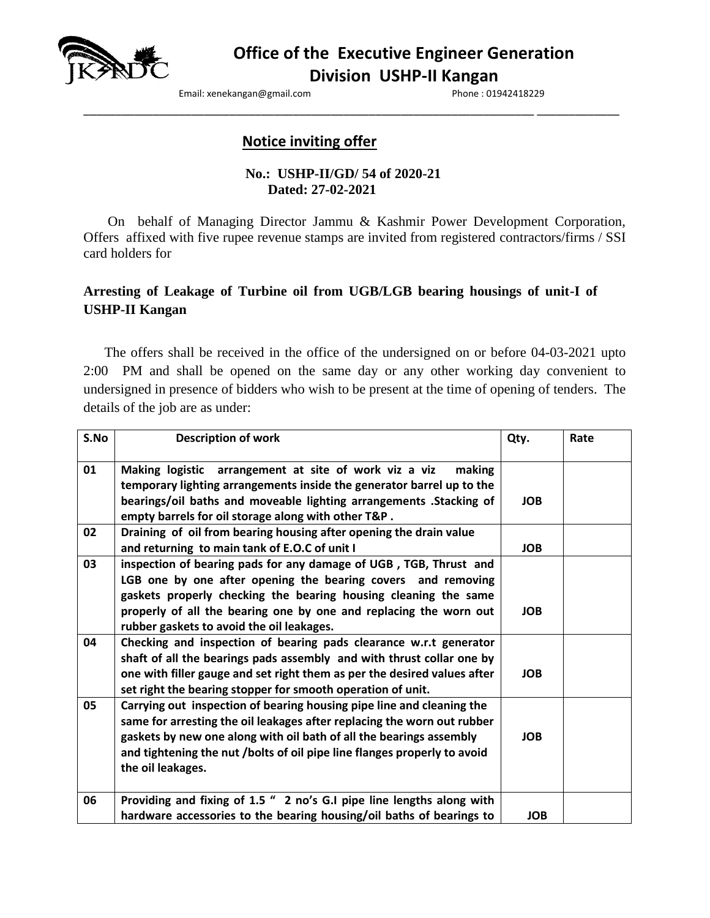# Office of the Executive Engineer Generation Division USHP-II Kangan

Email: xenekangan@gmail.com Phone : 01942418229

## Notice inviting offer

**No.: USHP-II/GD/ 54 of 2020-21**
**Dated: 27-02-2021**

On behalf of Managing Director Jammu & Kashmir Power Development Corporation, Offers affixed with five rupee revenue stamps are invited from registered contractors/firms / SSI card holders for

**Arresting of Leakage of Turbine oil from UGB/LGB bearing housings of unit-I of USHP-II Kangan**

The offers shall be received in the office of the undersigned on or before 04-03-2021 upto 2:00 PM and shall be opened on the same day or any other working day convenient to undersigned in presence of bidders who wish to be present at the time of opening of tenders. The details of the job are as under:

| S.No | Description of work | Qty. | Rate |
|---|---|---|---|
| 01 | **Making logistic arrangement at site of work viz a viz making temporary lighting arrangements inside the generator barrel up to the bearings/oil baths and moveable lighting arrangements .Stacking of empty barrels for oil storage along with other T&P .** | **JOB** | |
| 02 | **Draining of oil from bearing housing after opening the drain value and returning to main tank of E.O.C of unit I** | **JOB** | |
| 03 | **inspection of bearing pads for any damage of UGB , TGB, Thrust and LGB one by one after opening the bearing covers and removing gaskets properly checking the bearing housing cleaning the same properly of all the bearing one by one and replacing the worn out rubber gaskets to avoid the oil leakages.** | **JOB** | |
| 04 | **Checking and inspection of bearing pads clearance w.r.t generator shaft of all the bearings pads assembly and with thrust collar one by one with filler gauge and set right them as per the desired values after set right the bearing stopper for smooth operation of unit.** | **JOB** | |
| 05 | **Carrying out inspection of bearing housing pipe line and cleaning the same for arresting the oil leakages after replacing the worn out rubber gaskets by new one along with oil bath of all the bearings assembly and tightening the nut /bolts of oil pipe line flanges properly to avoid the oil leakages.** | **JOB** | |
| 06 | **Providing and fixing of 1.5 " 2 no's G.I pipe line lengths along with hardware accessories to the bearing housing/oil baths of bearings to** | **JOB** | |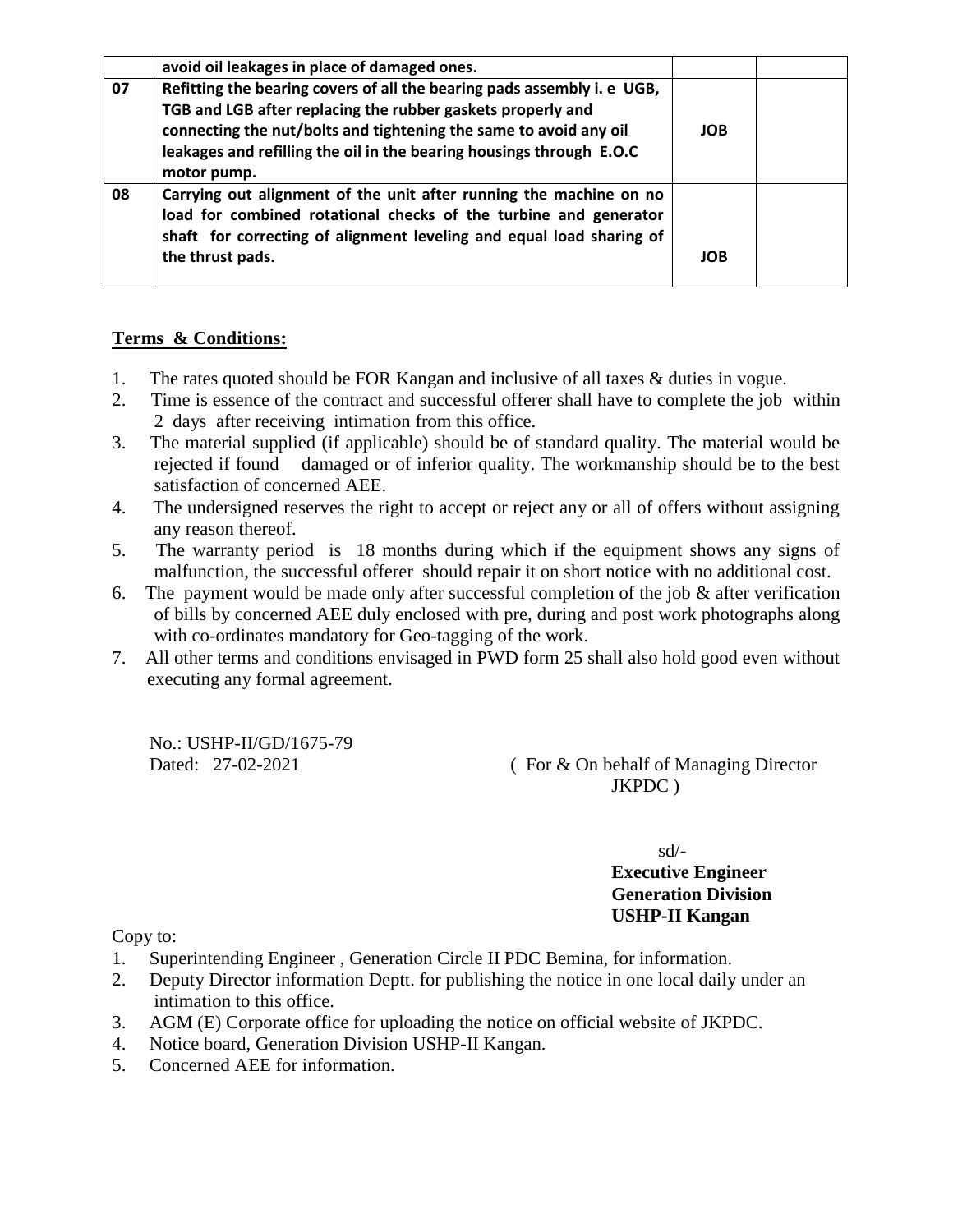| | | | |
|---|---|---|---|
| | **avoid oil leakages in place of damaged ones.** | | |
| **07** | **Refitting the bearing covers of all the bearing pads assembly i. e UGB, TGB and LGB after replacing the rubber gaskets properly and connecting the nut/bolts and tightening the same to avoid any oil leakages and refilling the oil in the bearing housings through E.O.C motor pump.** | **JOB** | |
| **08** | **Carrying out alignment of the unit after running the machine on no load for combined rotational checks of the turbine and generator shaft for correcting of alignment leveling and equal load sharing of the thrust pads.** | **JOB** | |

**Terms & Conditions:**

1. The rates quoted should be FOR Kangan and inclusive of all taxes & duties in vogue.
2. Time is essence of the contract and successful offerer shall have to complete the job within 2 days after receiving intimation from this office.
3. The material supplied (if applicable) should be of standard quality. The material would be rejected if found damaged or of inferior quality. The workmanship should be to the best satisfaction of concerned AEE.
4. The undersigned reserves the right to accept or reject any or all of offers without assigning any reason thereof.
5. The warranty period is 18 months during which if the equipment shows any signs of malfunction, the successful offerer should repair it on short notice with no additional cost.
6. The payment would be made only after successful completion of the job & after verification of bills by concerned AEE duly enclosed with pre, during and post work photographs along with co-ordinates mandatory for Geo-tagging of the work.
7. All other terms and conditions envisaged in PWD form 25 shall also hold good even without executing any formal agreement.

No.: USHP-II/GD/1675-79
Dated: 27-02-2021

( For & On behalf of Managing Director JKPDC )

sd/-
**Executive Engineer**
**Generation Division**
**USHP-II Kangan**

Copy to:

1. Superintending Engineer , Generation Circle II PDC Bemina, for information.
2. Deputy Director information Deptt. for publishing the notice in one local daily under an intimation to this office.
3. AGM (E) Corporate office for uploading the notice on official website of JKPDC.
4. Notice board, Generation Division USHP-II Kangan.
5. Concerned AEE for information.